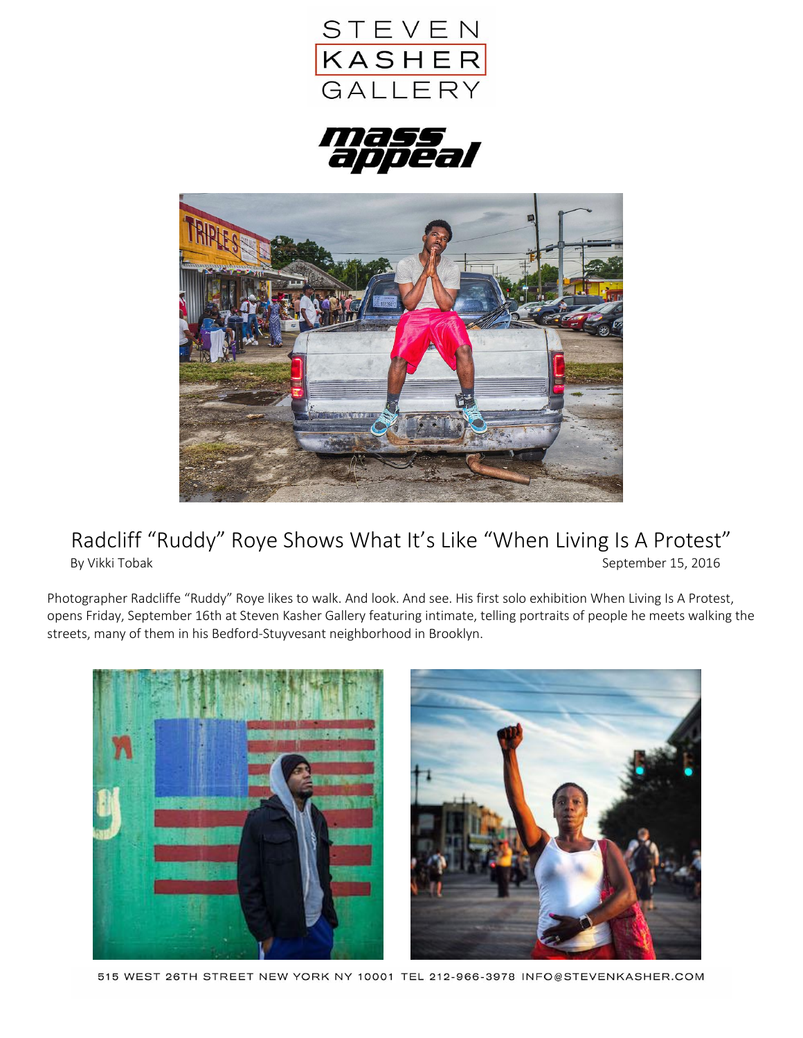STEVEN KASHER GALLERY

mass appeal

# Radcliff "Ruddy" Roye Shows What It's Like "When Living Is A Protest"

By Vikki Tobak

September 15, 2016

Photographer Radcliffe "Ruddy" Roye likes to walk. And look. And see. His first solo exhibition When Living Is A Protest, opens Friday, September 16th at Steven Kasher Gallery featuring intimate, telling portraits of people he meets walking the streets, many of them in his Bedford-Stuyvesant neighborhood in Brooklyn.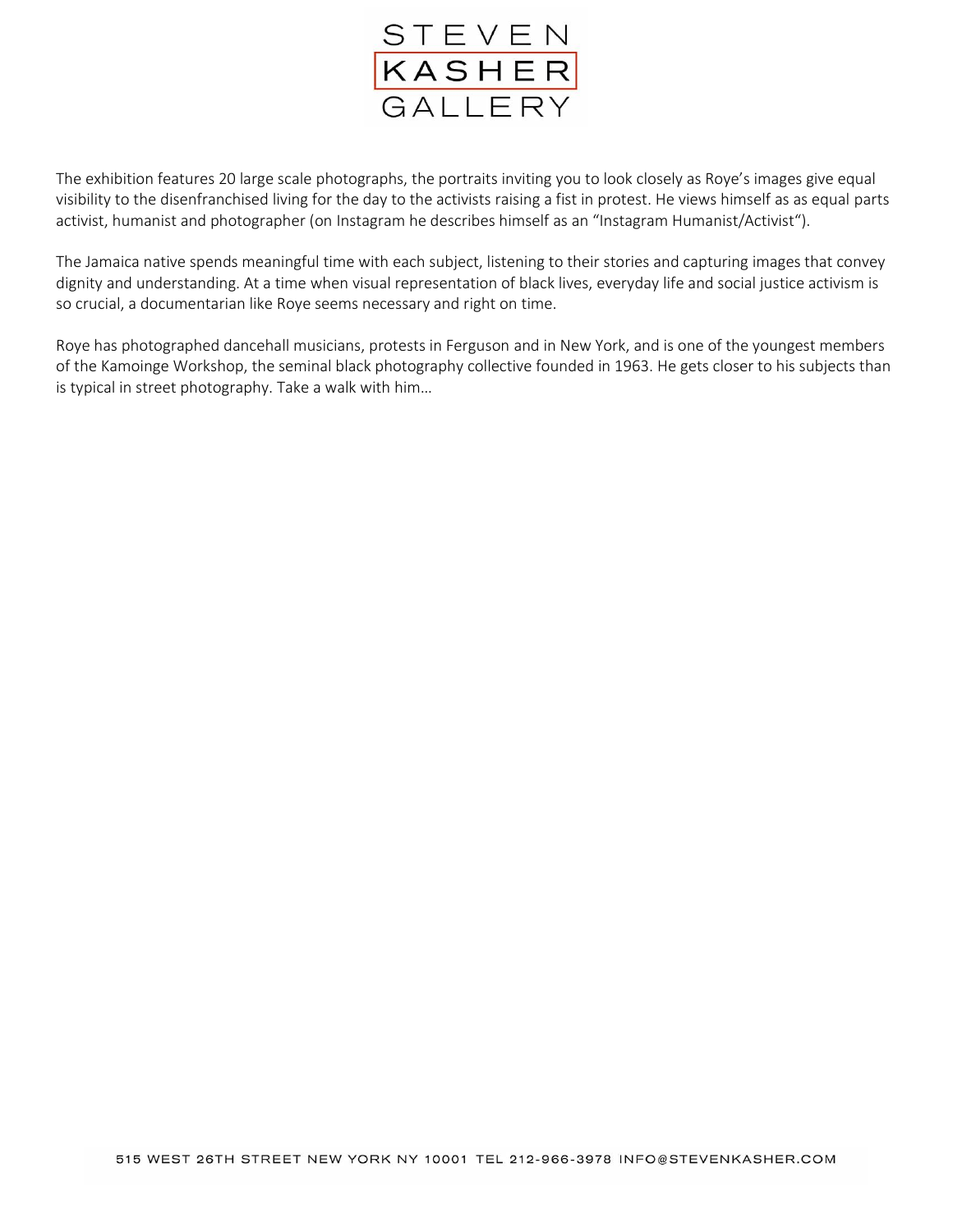The exhibition features 20 large scale photographs, the portraits inviting you to look closely as Roye's images give equal visibility to the disenfranchised living for the day to the activists raising a fist in protest. He views himself as as equal parts activist, humanist and photographer (on Instagram he describes himself as an "Instagram Humanist/Activist").

The Jamaica native spends meaningful time with each subject, listening to their stories and capturing images that convey dignity and understanding. At a time when visual representation of black lives, everyday life and social justice activism is so crucial, a documentarian like Roye seems necessary and right on time.

Roye has photographed dancehall musicians, protests in Ferguson and in New York, and is one of the youngest members of the Kamoinge Workshop, the seminal black photography collective founded in 1963. He gets closer to his subjects than is typical in street photography. Take a walk with him…